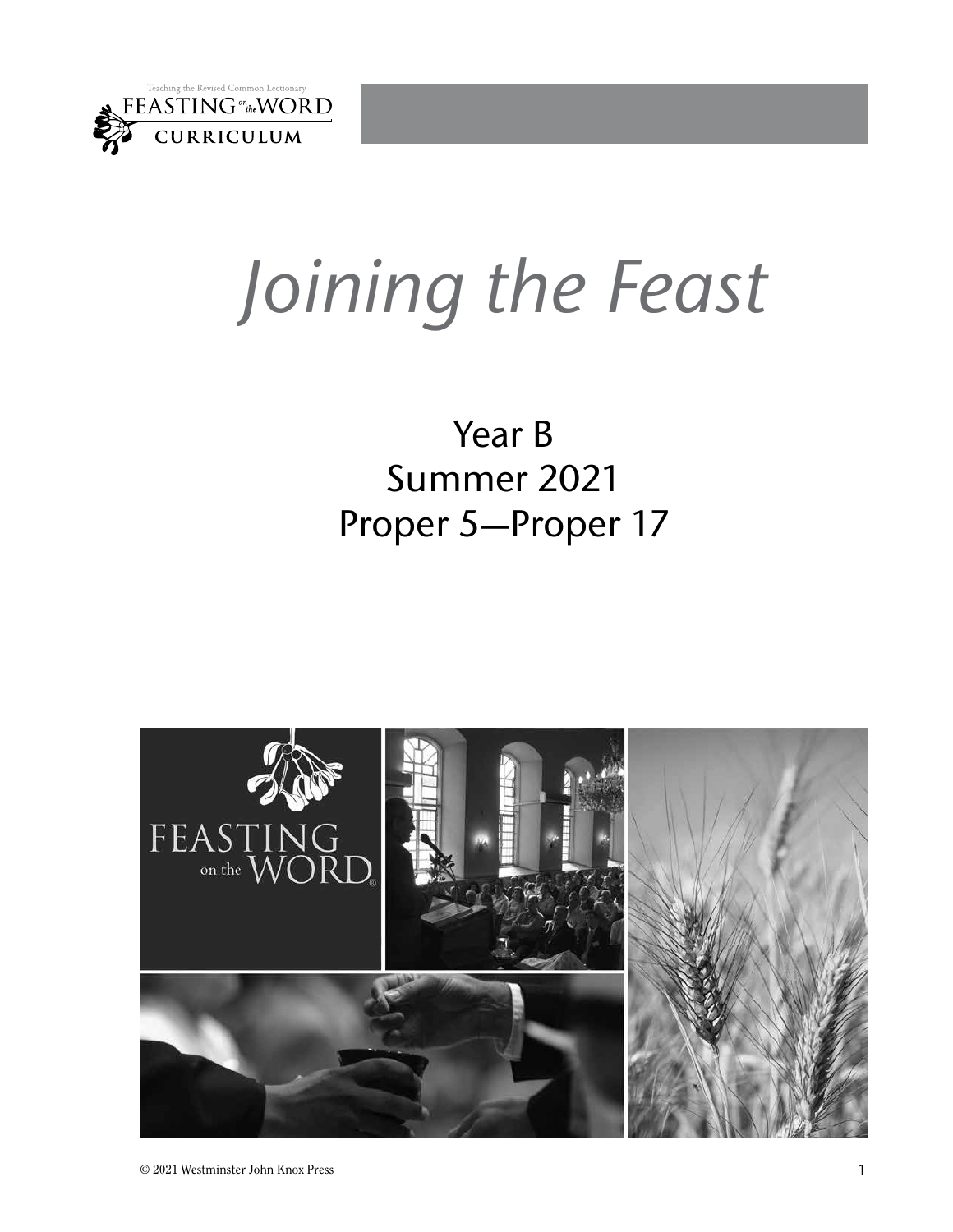Teaching the Revised Common Lectionary

FEASTING on the WORD

CURRICULUM

# *Joining the Feast*

## Year B
## Summer 2021
## Proper 5—Proper 17

© 2021 Westminster John Knox Press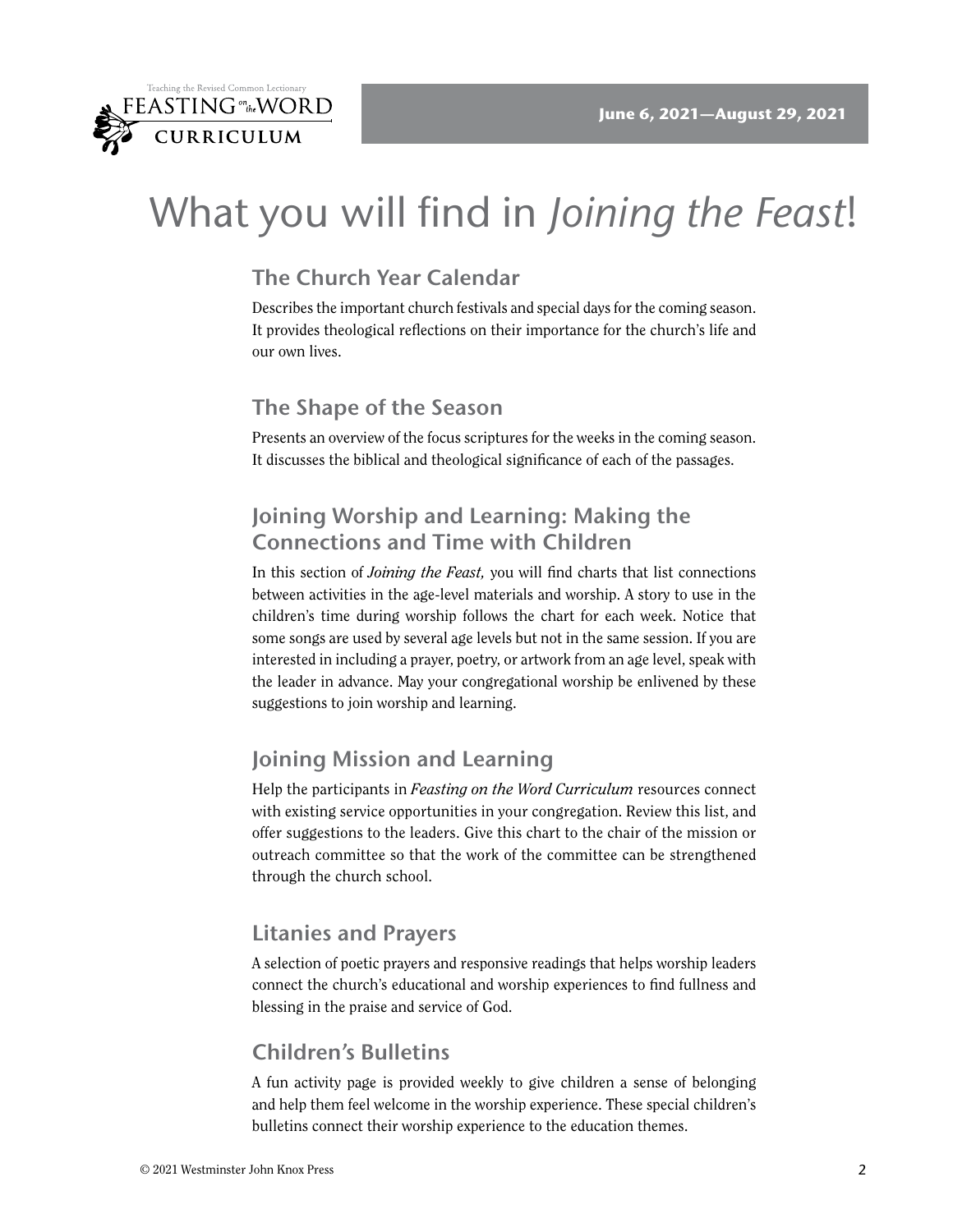# What you will find in *Joining the Feast*!

## The Church Year Calendar

Describes the important church festivals and special days for the coming season. It provides theological reflections on their importance for the church's life and our own lives.

## The Shape of the Season

Presents an overview of the focus scriptures for the weeks in the coming season. It discusses the biblical and theological significance of each of the passages.

## Joining Worship and Learning: Making the Connections and Time with Children

In this section of *Joining the Feast,* you will find charts that list connections between activities in the age-level materials and worship. A story to use in the children's time during worship follows the chart for each week. Notice that some songs are used by several age levels but not in the same session. If you are interested in including a prayer, poetry, or artwork from an age level, speak with the leader in advance. May your congregational worship be enlivened by these suggestions to join worship and learning.

## Joining Mission and Learning

Help the participants in *Feasting on the Word Curriculum* resources connect with existing service opportunities in your congregation. Review this list, and offer suggestions to the leaders. Give this chart to the chair of the mission or outreach committee so that the work of the committee can be strengthened through the church school.

## Litanies and Prayers

A selection of poetic prayers and responsive readings that helps worship leaders connect the church's educational and worship experiences to find fullness and blessing in the praise and service of God.

## Children's Bulletins

A fun activity page is provided weekly to give children a sense of belonging and help them feel welcome in the worship experience. These special children's bulletins connect their worship experience to the education themes.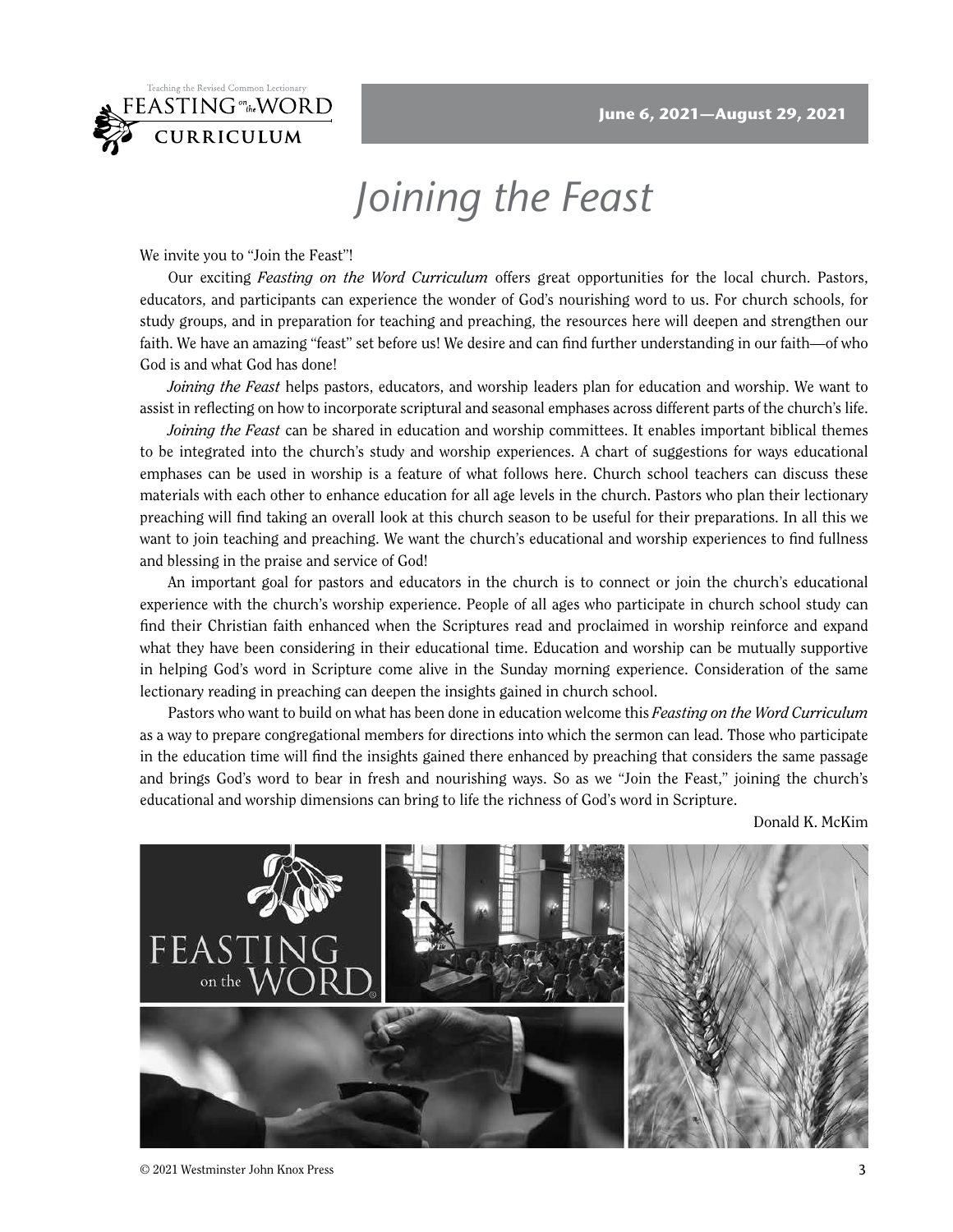# Joining the Feast

We invite you to "Join the Feast"!

Our exciting *Feasting on the Word Curriculum* offers great opportunities for the local church. Pastors, educators, and participants can experience the wonder of God's nourishing word to us. For church schools, for study groups, and in preparation for teaching and preaching, the resources here will deepen and strengthen our faith. We have an amazing "feast" set before us! We desire and can find further understanding in our faith—of who God is and what God has done!

*Joining the Feast* helps pastors, educators, and worship leaders plan for education and worship. We want to assist in reflecting on how to incorporate scriptural and seasonal emphases across different parts of the church's life.

*Joining the Feast* can be shared in education and worship committees. It enables important biblical themes to be integrated into the church's study and worship experiences. A chart of suggestions for ways educational emphases can be used in worship is a feature of what follows here. Church school teachers can discuss these materials with each other to enhance education for all age levels in the church. Pastors who plan their lectionary preaching will find taking an overall look at this church season to be useful for their preparations. In all this we want to join teaching and preaching. We want the church's educational and worship experiences to find fullness and blessing in the praise and service of God!

An important goal for pastors and educators in the church is to connect or join the church's educational experience with the church's worship experience. People of all ages who participate in church school study can find their Christian faith enhanced when the Scriptures read and proclaimed in worship reinforce and expand what they have been considering in their educational time. Education and worship can be mutually supportive in helping God's word in Scripture come alive in the Sunday morning experience. Consideration of the same lectionary reading in preaching can deepen the insights gained in church school.

Pastors who want to build on what has been done in education welcome this *Feasting on the Word Curriculum* as a way to prepare congregational members for directions into which the sermon can lead. Those who participate in the education time will find the insights gained there enhanced by preaching that considers the same passage and brings God's word to bear in fresh and nourishing ways. So as we "Join the Feast," joining the church's educational and worship dimensions can bring to life the richness of God's word in Scripture.

Donald K. McKim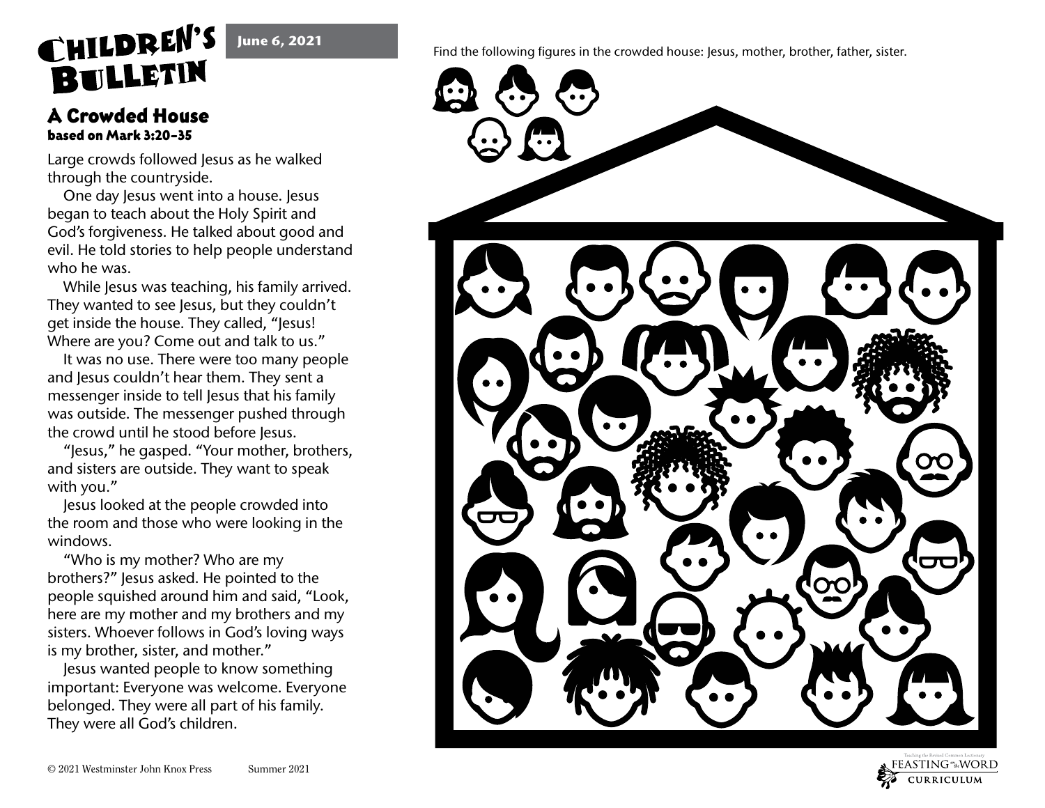# Children's Bulletin

June 6, 2021

## A Crowded House

**based on Mark 3:20–35**

Large crowds followed Jesus as he walked through the countryside.

One day Jesus went into a house. Jesus began to teach about the Holy Spirit and God's forgiveness. He talked about good and evil. He told stories to help people understand who he was.

While Jesus was teaching, his family arrived. They wanted to see Jesus, but they couldn't get inside the house. They called, "Jesus! Where are you? Come out and talk to us."

It was no use. There were too many people and Jesus couldn't hear them. They sent a messenger inside to tell Jesus that his family was outside. The messenger pushed through the crowd until he stood before Jesus.

"Jesus," he gasped. "Your mother, brothers, and sisters are outside. They want to speak with you."

Jesus looked at the people crowded into the room and those who were looking in the windows.

"Who is my mother? Who are my brothers?" Jesus asked. He pointed to the people squished around him and said, "Look, here are my mother and my brothers and my sisters. Whoever follows in God's loving ways is my brother, sister, and mother."

Jesus wanted people to know something important: Everyone was welcome. Everyone belonged. They were all part of his family. They were all God's children.

Find the following figures in the crowded house: Jesus, mother, brother, father, sister.

© 2021 Westminster John Knox Press Summer 2021

Teaching the Revised Common Lectionary
FEASTING on the WORD
CURRICULUM